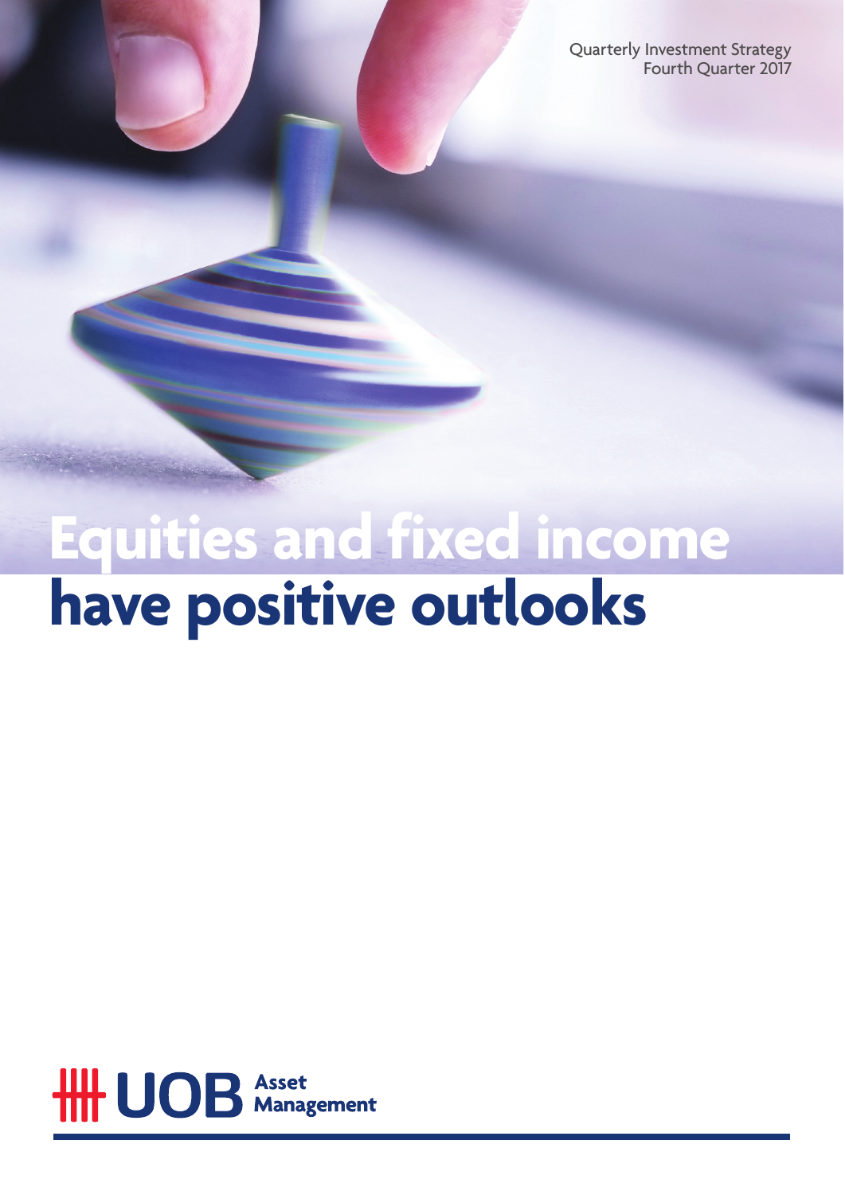Quarterly Investment Strategy
Fourth Quarter 2017

# Equities and fixed income have positive outlooks

UOB Asset Management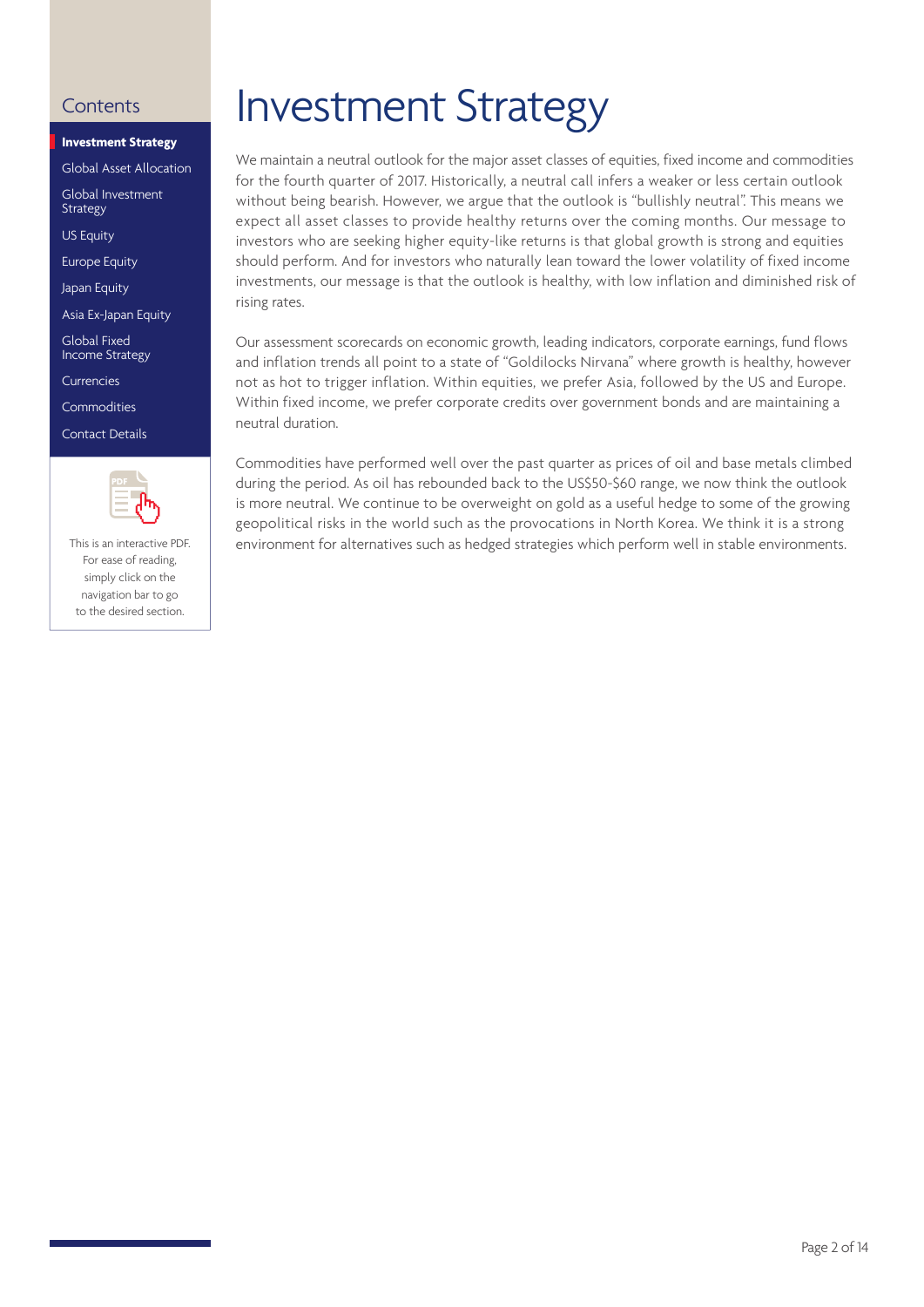# Investment Strategy

We maintain a neutral outlook for the major asset classes of equities, fixed income and commodities for the fourth quarter of 2017. Historically, a neutral call infers a weaker or less certain outlook without being bearish. However, we argue that the outlook is "bullishly neutral". This means we expect all asset classes to provide healthy returns over the coming months. Our message to investors who are seeking higher equity-like returns is that global growth is strong and equities should perform. And for investors who naturally lean toward the lower volatility of fixed income investments, our message is that the outlook is healthy, with low inflation and diminished risk of rising rates.

Our assessment scorecards on economic growth, leading indicators, corporate earnings, fund flows and inflation trends all point to a state of "Goldilocks Nirvana" where growth is healthy, however not as hot to trigger inflation. Within equities, we prefer Asia, followed by the US and Europe. Within fixed income, we prefer corporate credits over government bonds and are maintaining a neutral duration.

Commodities have performed well over the past quarter as prices of oil and base metals climbed during the period. As oil has rebounded back to the US$50-$60 range, we now think the outlook is more neutral. We continue to be overweight on gold as a useful hedge to some of the growing geopolitical risks in the world such as the provocations in North Korea. We think it is a strong environment for alternatives such as hedged strategies which perform well in stable environments.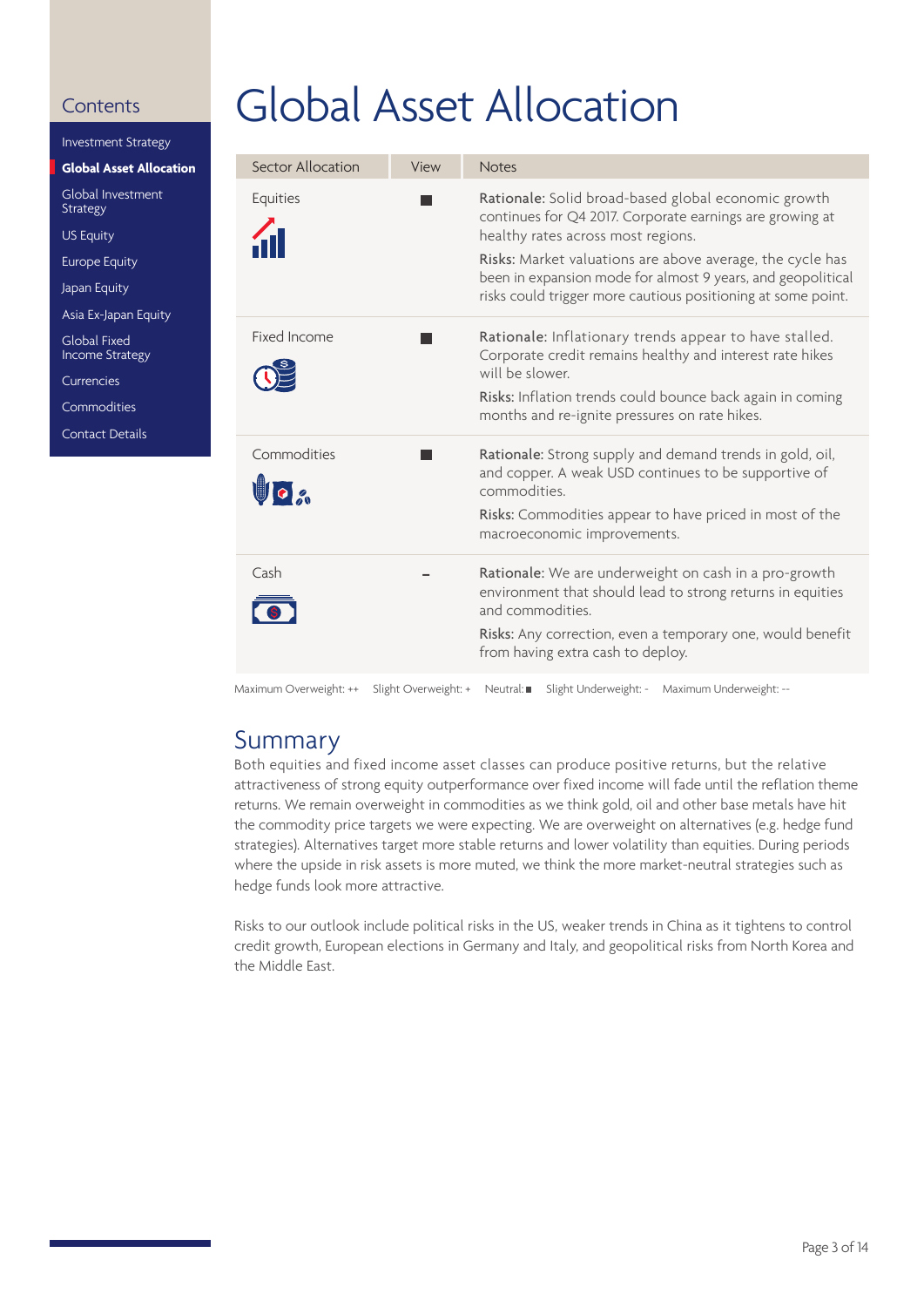# Global Asset Allocation

| Sector Allocation | View | Notes |
|---|---|---|
| Equities | ■ | **Rationale:** Solid broad-based global economic growth continues for Q4 2017. Corporate earnings are growing at healthy rates across most regions.<br>**Risks:** Market valuations are above average, the cycle has been in expansion mode for almost 9 years, and geopolitical risks could trigger more cautious positioning at some point. |
| Fixed Income | ■ | **Rationale:** Inflationary trends appear to have stalled. Corporate credit remains healthy and interest rate hikes will be slower.<br>**Risks:** Inflation trends could bounce back again in coming months and re-ignite pressures on rate hikes. |
| Commodities | ■ | **Rationale:** Strong supply and demand trends in gold, oil, and copper. A weak USD continues to be supportive of commodities.<br>**Risks:** Commodities appear to have priced in most of the macroeconomic improvements. |
| Cash | - | **Rationale:** We are underweight on cash in a pro-growth environment that should lead to strong returns in equities and commodities.<br>**Risks:** Any correction, even a temporary one, would benefit from having extra cash to deploy. |

Maximum Overweight: ++ Slight Overweight: + Neutral: ■ Slight Underweight: - Maximum Underweight: --

## Summary

Both equities and fixed income asset classes can produce positive returns, but the relative attractiveness of strong equity outperformance over fixed income will fade until the reflation theme returns. We remain overweight in commodities as we think gold, oil and other base metals have hit the commodity price targets we were expecting. We are overweight on alternatives (e.g. hedge fund strategies). Alternatives target more stable returns and lower volatility than equities. During periods where the upside in risk assets is more muted, we think the more market-neutral strategies such as hedge funds look more attractive.

Risks to our outlook include political risks in the US, weaker trends in China as it tightens to control credit growth, European elections in Germany and Italy, and geopolitical risks from North Korea and the Middle East.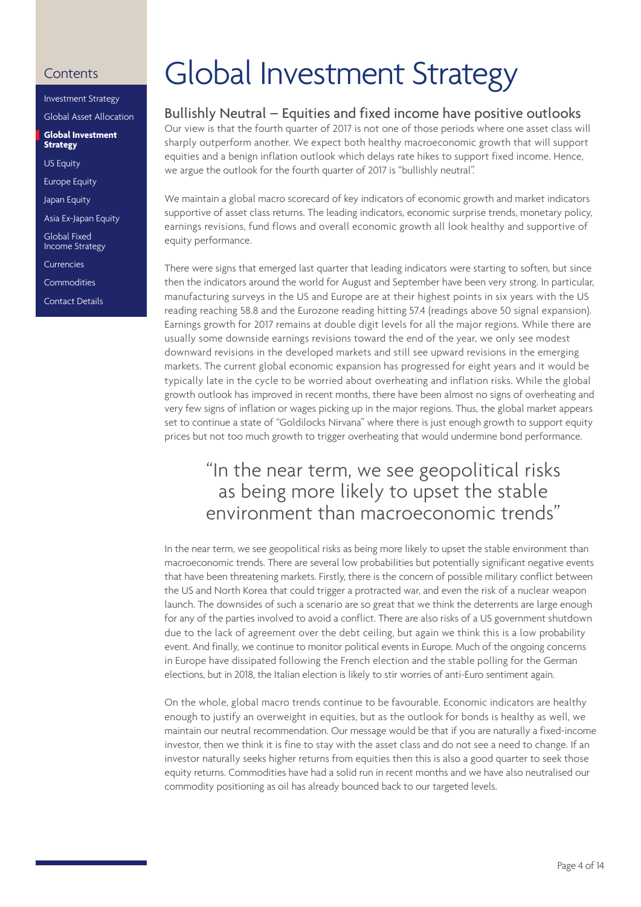# Global Investment Strategy

## Bullishly Neutral – Equities and fixed income have positive outlooks

Our view is that the fourth quarter of 2017 is not one of those periods where one asset class will sharply outperform another. We expect both healthy macroeconomic growth that will support equities and a benign inflation outlook which delays rate hikes to support fixed income. Hence, we argue the outlook for the fourth quarter of 2017 is "bullishly neutral".

We maintain a global macro scorecard of key indicators of economic growth and market indicators supportive of asset class returns. The leading indicators, economic surprise trends, monetary policy, earnings revisions, fund flows and overall economic growth all look healthy and supportive of equity performance.

There were signs that emerged last quarter that leading indicators were starting to soften, but since then the indicators around the world for August and September have been very strong. In particular, manufacturing surveys in the US and Europe are at their highest points in six years with the US reading reaching 58.8 and the Eurozone reading hitting 57.4 (readings above 50 signal expansion). Earnings growth for 2017 remains at double digit levels for all the major regions. While there are usually some downside earnings revisions toward the end of the year, we only see modest downward revisions in the developed markets and still see upward revisions in the emerging markets. The current global economic expansion has progressed for eight years and it would be typically late in the cycle to be worried about overheating and inflation risks. While the global growth outlook has improved in recent months, there have been almost no signs of overheating and very few signs of inflation or wages picking up in the major regions. Thus, the global market appears set to continue a state of "Goldilocks Nirvana" where there is just enough growth to support equity prices but not too much growth to trigger overheating that would undermine bond performance.

> "In the near term, we see geopolitical risks as being more likely to upset the stable environment than macroeconomic trends"

In the near term, we see geopolitical risks as being more likely to upset the stable environment than macroeconomic trends. There are several low probabilities but potentially significant negative events that have been threatening markets. Firstly, there is the concern of possible military conflict between the US and North Korea that could trigger a protracted war, and even the risk of a nuclear weapon launch. The downsides of such a scenario are so great that we think the deterrents are large enough for any of the parties involved to avoid a conflict. There are also risks of a US government shutdown due to the lack of agreement over the debt ceiling, but again we think this is a low probability event. And finally, we continue to monitor political events in Europe. Much of the ongoing concerns in Europe have dissipated following the French election and the stable polling for the German elections, but in 2018, the Italian election is likely to stir worries of anti-Euro sentiment again.

On the whole, global macro trends continue to be favourable. Economic indicators are healthy enough to justify an overweight in equities, but as the outlook for bonds is healthy as well, we maintain our neutral recommendation. Our message would be that if you are naturally a fixed-income investor, then we think it is fine to stay with the asset class and do not see a need to change. If an investor naturally seeks higher returns from equities then this is also a good quarter to seek those equity returns. Commodities have had a solid run in recent months and we have also neutralised our commodity positioning as oil has already bounced back to our targeted levels.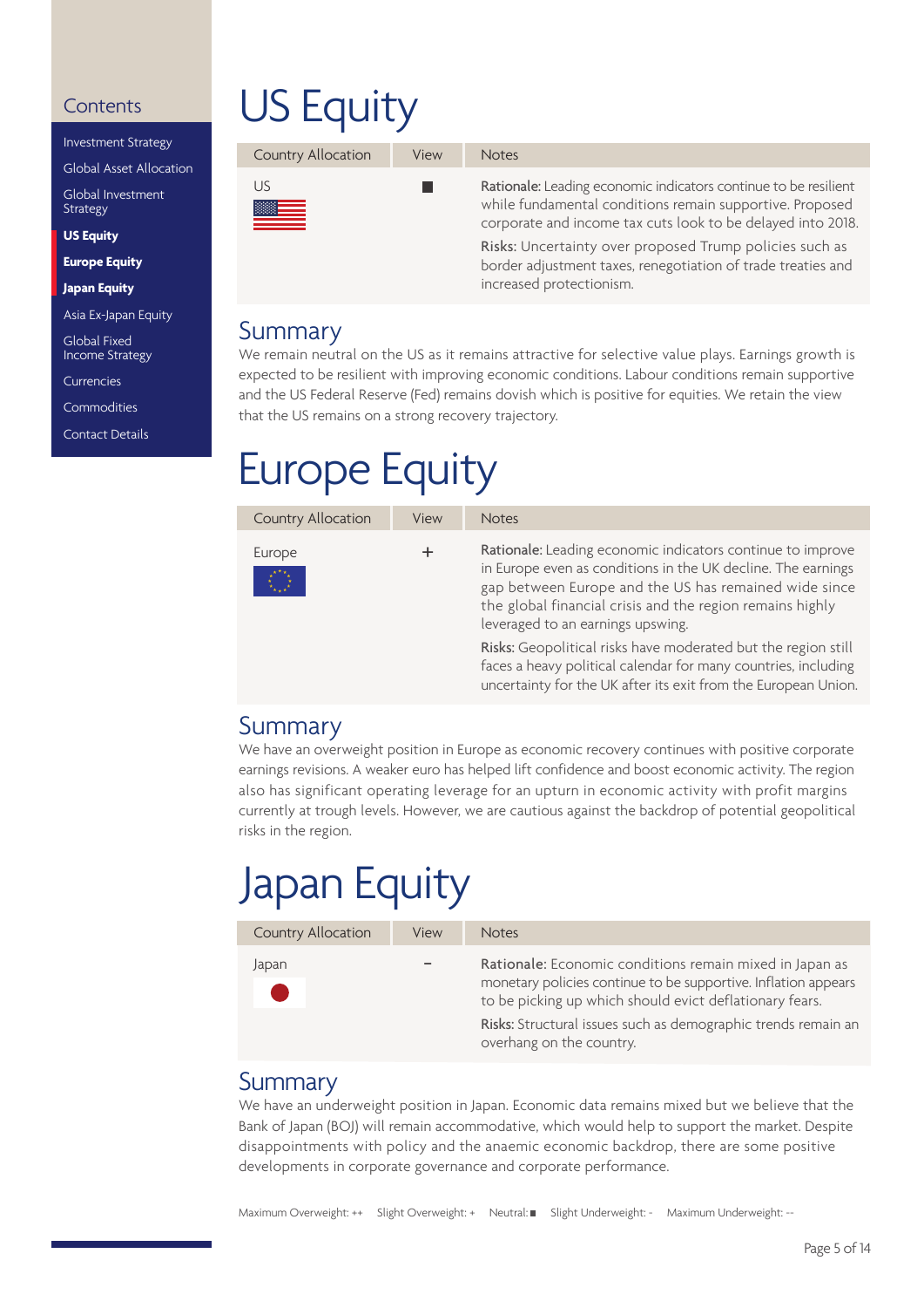# US Equity

| Country Allocation | View | Notes |
|---|---|---|
| US | ■ | **Rationale:** Leading economic indicators continue to be resilient while fundamental conditions remain supportive. Proposed corporate and income tax cuts look to be delayed into 2018. **Risks:** Uncertainty over proposed Trump policies such as border adjustment taxes, renegotiation of trade treaties and increased protectionism. |

## Summary

We remain neutral on the US as it remains attractive for selective value plays. Earnings growth is expected to be resilient with improving economic conditions. Labour conditions remain supportive and the US Federal Reserve (Fed) remains dovish which is positive for equities. We retain the view that the US remains on a strong recovery trajectory.

# Europe Equity

| Country Allocation | View | Notes |
|---|---|---|
| Europe | + | **Rationale:** Leading economic indicators continue to improve in Europe even as conditions in the UK decline. The earnings gap between Europe and the US has remained wide since the global financial crisis and the region remains highly leveraged to an earnings upswing. **Risks:** Geopolitical risks have moderated but the region still faces a heavy political calendar for many countries, including uncertainty for the UK after its exit from the European Union. |

## Summary

We have an overweight position in Europe as economic recovery continues with positive corporate earnings revisions. A weaker euro has helped lift confidence and boost economic activity. The region also has significant operating leverage for an upturn in economic activity with profit margins currently at trough levels. However, we are cautious against the backdrop of potential geopolitical risks in the region.

# Japan Equity

| Country Allocation | View | Notes |
|---|---|---|
| Japan | - | **Rationale:** Economic conditions remain mixed in Japan as monetary policies continue to be supportive. Inflation appears to be picking up which should evict deflationary fears. **Risks:** Structural issues such as demographic trends remain an overhang on the country. |

## Summary

We have an underweight position in Japan. Economic data remains mixed but we believe that the Bank of Japan (BOJ) will remain accommodative, which would help to support the market. Despite disappointments with policy and the anaemic economic backdrop, there are some positive developments in corporate governance and corporate performance.

Maximum Overweight: ++ Slight Overweight: + Neutral: ■ Slight Underweight: - Maximum Underweight: --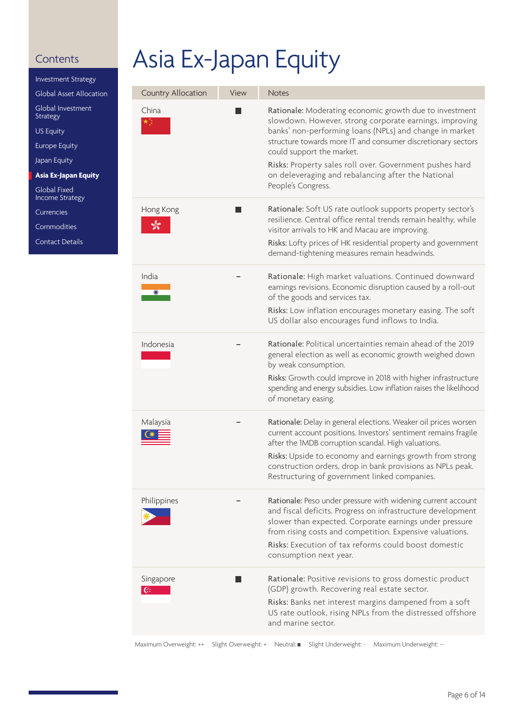## Contents

- Investment Strategy
- Global Asset Allocation
- Global Investment Strategy
- US Equity
- Europe Equity
- Japan Equity
- **Asia Ex-Japan Equity**
- Global Fixed Income Strategy
- Currencies
- Commodities
- Contact Details

# Asia Ex-Japan Equity

| Country Allocation | View | Notes |
|---|---|---|
| China | ■ | **Rationale:** Moderating economic growth due to investment slowdown. However, strong corporate earnings, improving banks' non-performing loans (NPLs) and change in market structure towards more IT and consumer discretionary sectors could support the market.<br>**Risks:** Property sales roll over. Government pushes hard on deleveraging and rebalancing after the National People's Congress. |
| Hong Kong | ■ | **Rationale:** Soft US rate outlook supports property sector's resilience. Central office rental trends remain healthy, while visitor arrivals to HK and Macau are improving.<br>**Risks:** Lofty prices of HK residential property and government demand-tightening measures remain headwinds. |
| India | - | **Rationale:** High market valuations. Continued downward earnings revisions. Economic disruption caused by a roll-out of the goods and services tax.<br>**Risks:** Low inflation encourages monetary easing. The soft US dollar also encourages fund inflows to India. |
| Indonesia | - | **Rationale:** Political uncertainties remain ahead of the 2019 general election as well as economic growth weighed down by weak consumption.<br>**Risks:** Growth could improve in 2018 with higher infrastructure spending and energy subsidies. Low inflation raises the likelihood of monetary easing. |
| Malaysia | - | **Rationale:** Delay in general elections. Weaker oil prices worsen current account positions. Investors' sentiment remains fragile after the 1MDB corruption scandal. High valuations.<br>**Risks:** Upside to economy and earnings growth from strong construction orders, drop in bank provisions as NPLs peak. Restructuring of government linked companies. |
| Philippines | - | **Rationale:** Peso under pressure with widening current account and fiscal deficits. Progress on infrastructure development slower than expected. Corporate earnings under pressure from rising costs and competition. Expensive valuations.<br>**Risks:** Execution of tax reforms could boost domestic consumption next year. |
| Singapore | ■ | **Rationale:** Positive revisions to gross domestic product (GDP) growth. Recovering real estate sector.<br>**Risks:** Banks net interest margins dampened from a soft US rate outlook, rising NPLs from the distressed offshore and marine sector. |

Maximum Overweight: ++  Slight Overweight: +  Neutral: ■  Slight Underweight: -  Maximum Underweight: --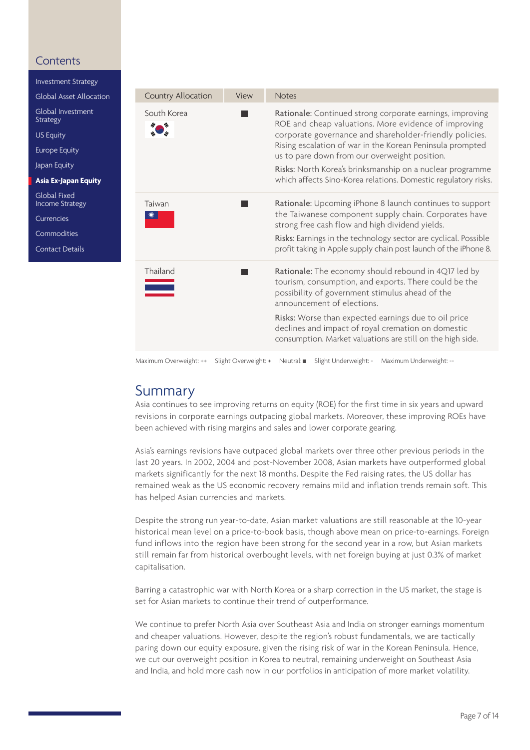| Country Allocation | View | Notes |
|---|---|---|
| South Korea | ■ | Rationale: Continued strong corporate earnings, improving ROE and cheap valuations. More evidence of improving corporate governance and shareholder-friendly policies. Rising escalation of war in the Korean Peninsula prompted us to pare down from our overweight position.<br>Risks: North Korea's brinksmanship on a nuclear programme which affects Sino-Korea relations. Domestic regulatory risks. |
| Taiwan | ■ | Rationale: Upcoming iPhone 8 launch continues to support the Taiwanese component supply chain. Corporates have strong free cash flow and high dividend yields.<br>Risks: Earnings in the technology sector are cyclical. Possible profit taking in Apple supply chain post launch of the iPhone 8. |
| Thailand | ■ | Rationale: The economy should rebound in 4Q17 led by tourism, consumption, and exports. There could be the possibility of government stimulus ahead of the announcement of elections.<br>Risks: Worse than expected earnings due to oil price declines and impact of royal cremation on domestic consumption. Market valuations are still on the high side. |

Maximum Overweight: ++ Slight Overweight: + Neutral: ■ Slight Underweight: - Maximum Underweight: --

## Summary

Asia continues to see improving returns on equity (ROE) for the first time in six years and upward revisions in corporate earnings outpacing global markets. Moreover, these improving ROEs have been achieved with rising margins and sales and lower corporate gearing.

Asia's earnings revisions have outpaced global markets over three other previous periods in the last 20 years. In 2002, 2004 and post-November 2008, Asian markets have outperformed global markets significantly for the next 18 months. Despite the Fed raising rates, the US dollar has remained weak as the US economic recovery remains mild and inflation trends remain soft. This has helped Asian currencies and markets.

Despite the strong run year-to-date, Asian market valuations are still reasonable at the 10-year historical mean level on a price-to-book basis, though above mean on price-to-earnings. Foreign fund inflows into the region have been strong for the second year in a row, but Asian markets still remain far from historical overbought levels, with net foreign buying at just 0.3% of market capitalisation.

Barring a catastrophic war with North Korea or a sharp correction in the US market, the stage is set for Asian markets to continue their trend of outperformance.

We continue to prefer North Asia over Southeast Asia and India on stronger earnings momentum and cheaper valuations. However, despite the region's robust fundamentals, we are tactically paring down our equity exposure, given the rising risk of war in the Korean Peninsula. Hence, we cut our overweight position in Korea to neutral, remaining underweight on Southeast Asia and India, and hold more cash now in our portfolios in anticipation of more market volatility.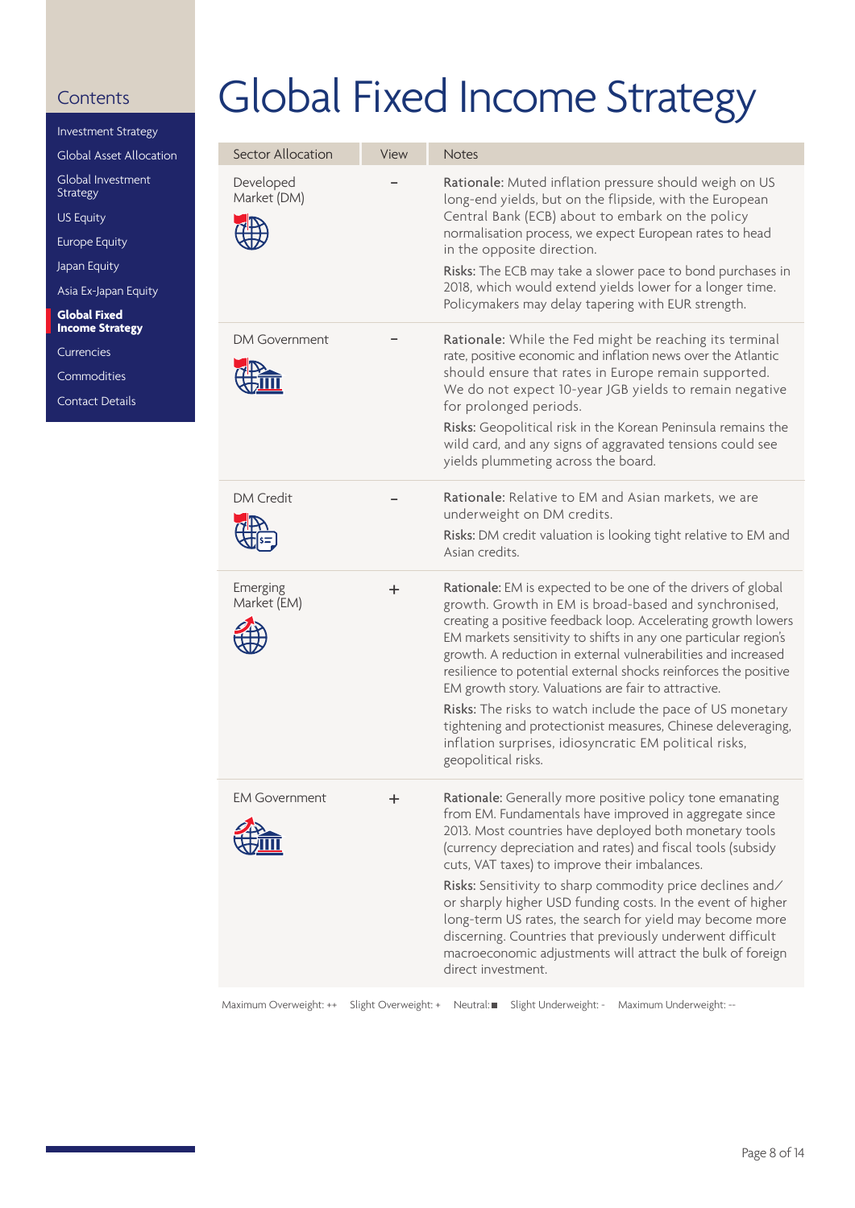Contents

- Investment Strategy
- Global Asset Allocation
- Global Investment Strategy
- US Equity
- Europe Equity
- Japan Equity
- Asia Ex-Japan Equity
- **Global Fixed Income Strategy**
- Currencies
- Commodities
- Contact Details

# Global Fixed Income Strategy

| Sector Allocation | View | Notes |
|---|---|---|
| Developed Market (DM) | - | Rationale: Muted inflation pressure should weigh on US long-end yields, but on the flipside, with the European Central Bank (ECB) about to embark on the policy normalisation process, we expect European rates to head in the opposite direction.<br>Risks: The ECB may take a slower pace to bond purchases in 2018, which would extend yields lower for a longer time. Policymakers may delay tapering with EUR strength. |
| DM Government | - | Rationale: While the Fed might be reaching its terminal rate, positive economic and inflation news over the Atlantic should ensure that rates in Europe remain supported. We do not expect 10-year JGB yields to remain negative for prolonged periods.<br>Risks: Geopolitical risk in the Korean Peninsula remains the wild card, and any signs of aggravated tensions could see yields plummeting across the board. |
| DM Credit | - | Rationale: Relative to EM and Asian markets, we are underweight on DM credits.<br>Risks: DM credit valuation is looking tight relative to EM and Asian credits. |
| Emerging Market (EM) | + | Rationale: EM is expected to be one of the drivers of global growth. Growth in EM is broad-based and synchronised, creating a positive feedback loop. Accelerating growth lowers EM markets sensitivity to shifts in any one particular region's growth. A reduction in external vulnerabilities and increased resilience to potential external shocks reinforces the positive EM growth story. Valuations are fair to attractive.<br>Risks: The risks to watch include the pace of US monetary tightening and protectionist measures, Chinese deleveraging, inflation surprises, idiosyncratic EM political risks, geopolitical risks. |
| EM Government | + | Rationale: Generally more positive policy tone emanating from EM. Fundamentals have improved in aggregate since 2013. Most countries have deployed both monetary tools (currency depreciation and rates) and fiscal tools (subsidy cuts, VAT taxes) to improve their imbalances.<br>Risks: Sensitivity to sharp commodity price declines and/or sharply higher USD funding costs. In the event of higher long-term US rates, the search for yield may become more discerning. Countries that previously underwent difficult macroeconomic adjustments will attract the bulk of foreign direct investment. |

Maximum Overweight: ++ Slight Overweight: + Neutral: ■ Slight Underweight: - Maximum Underweight: --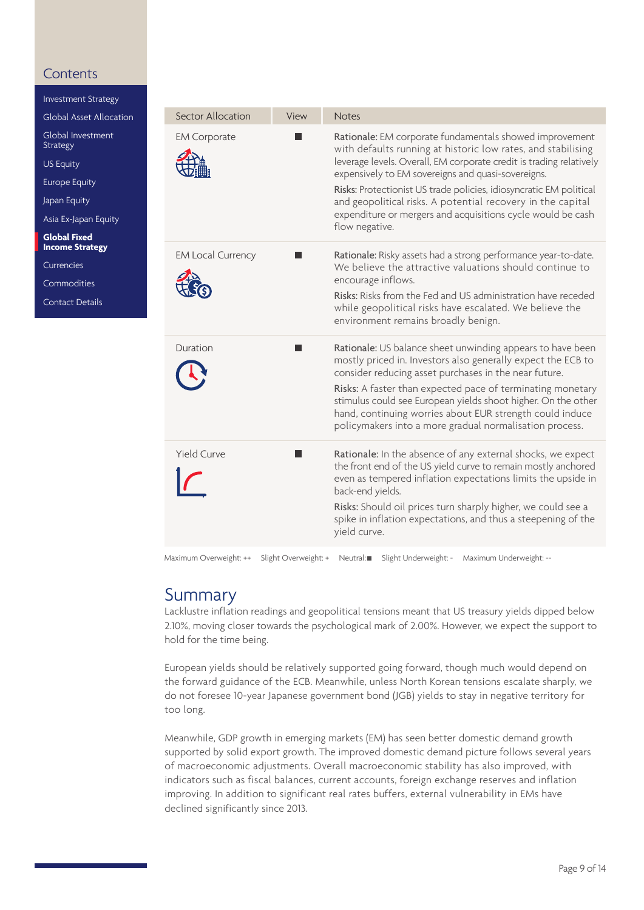| Sector Allocation | View | Notes |
|---|---|---|
| EM Corporate | ■ | **Rationale:** EM corporate fundamentals showed improvement with defaults running at historic low rates, and stabilising leverage levels. Overall, EM corporate credit is trading relatively expensively to EM sovereigns and quasi-sovereigns. **Risks:** Protectionist US trade policies, idiosyncratic EM political and geopolitical risks. A potential recovery in the capital expenditure or mergers and acquisitions cycle would be cash flow negative. |
| EM Local Currency | ■ | **Rationale:** Risky assets had a strong performance year-to-date. We believe the attractive valuations should continue to encourage inflows. **Risks:** Risks from the Fed and US administration have receded while geopolitical risks have escalated. We believe the environment remains broadly benign. |
| Duration | ■ | **Rationale:** US balance sheet unwinding appears to have been mostly priced in. Investors also generally expect the ECB to consider reducing asset purchases in the near future. **Risks:** A faster than expected pace of terminating monetary stimulus could see European yields shoot higher. On the other hand, continuing worries about EUR strength could induce policymakers into a more gradual normalisation process. |
| Yield Curve | ■ | **Rationale:** In the absence of any external shocks, we expect the front end of the US yield curve to remain mostly anchored even as tempered inflation expectations limits the upside in back-end yields. **Risks:** Should oil prices turn sharply higher, we could see a spike in inflation expectations, and thus a steepening of the yield curve. |

Maximum Overweight: ++ Slight Overweight: + Neutral: ■ Slight Underweight: - Maximum Underweight: --

## Summary

Lacklustre inflation readings and geopolitical tensions meant that US treasury yields dipped below 2.10%, moving closer towards the psychological mark of 2.00%. However, we expect the support to hold for the time being.

European yields should be relatively supported going forward, though much would depend on the forward guidance of the ECB. Meanwhile, unless North Korean tensions escalate sharply, we do not foresee 10-year Japanese government bond (JGB) yields to stay in negative territory for too long.

Meanwhile, GDP growth in emerging markets (EM) has seen better domestic demand growth supported by solid export growth. The improved domestic demand picture follows several years of macroeconomic adjustments. Overall macroeconomic stability has also improved, with indicators such as fiscal balances, current accounts, foreign exchange reserves and inflation improving. In addition to significant real rates buffers, external vulnerability in EMs have declined significantly since 2013.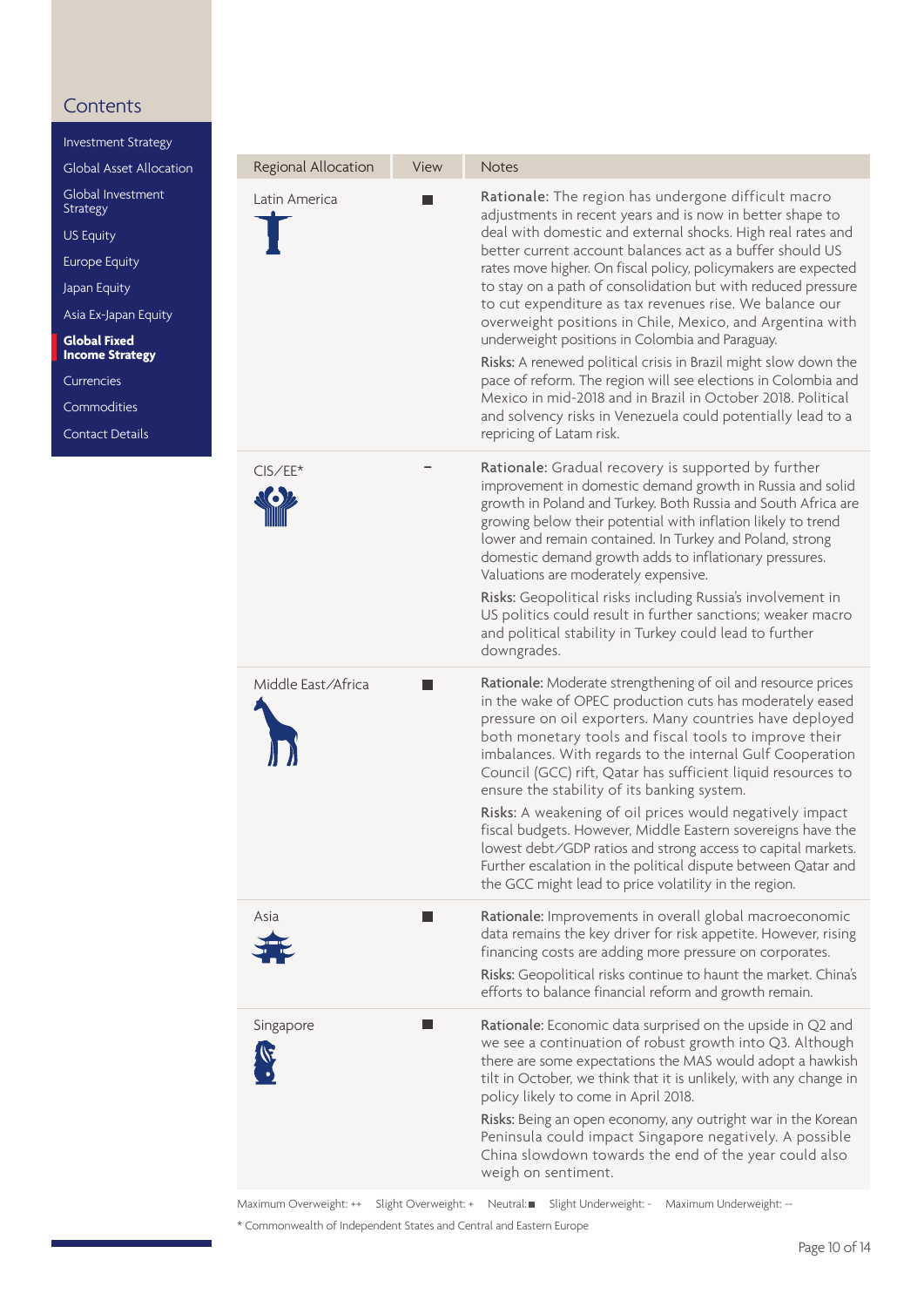| Regional Allocation | View | Notes |
|---|---|---|
| Latin America | ■ | **Rationale:** The region has undergone difficult macro adjustments in recent years and is now in better shape to deal with domestic and external shocks. High real rates and better current account balances act as a buffer should US rates move higher. On fiscal policy, policymakers are expected to stay on a path of consolidation but with reduced pressure to cut expenditure as tax revenues rise. We balance our overweight positions in Chile, Mexico, and Argentina with underweight positions in Colombia and Paraguay.<br>**Risks:** A renewed political crisis in Brazil might slow down the pace of reform. The region will see elections in Colombia and Mexico in mid-2018 and in Brazil in October 2018. Political and solvency risks in Venezuela could potentially lead to a repricing of Latam risk. |
| CIS/EE* | - | **Rationale:** Gradual recovery is supported by further improvement in domestic demand growth in Russia and solid growth in Poland and Turkey. Both Russia and South Africa are growing below their potential with inflation likely to trend lower and remain contained. In Turkey and Poland, strong domestic demand growth adds to inflationary pressures. Valuations are moderately expensive.<br>**Risks:** Geopolitical risks including Russia's involvement in US politics could result in further sanctions; weaker macro and political stability in Turkey could lead to further downgrades. |
| Middle East/Africa | ■ | **Rationale:** Moderate strengthening of oil and resource prices in the wake of OPEC production cuts has moderately eased pressure on oil exporters. Many countries have deployed both monetary tools and fiscal tools to improve their imbalances. With regards to the internal Gulf Cooperation Council (GCC) rift, Qatar has sufficient liquid resources to ensure the stability of its banking system.<br>**Risks:** A weakening of oil prices would negatively impact fiscal budgets. However, Middle Eastern sovereigns have the lowest debt/GDP ratios and strong access to capital markets. Further escalation in the political dispute between Qatar and the GCC might lead to price volatility in the region. |
| Asia | ■ | **Rationale:** Improvements in overall global macroeconomic data remains the key driver for risk appetite. However, rising financing costs are adding more pressure on corporates.<br>**Risks:** Geopolitical risks continue to haunt the market. China's efforts to balance financial reform and growth remain. |
| Singapore | ■ | **Rationale:** Economic data surprised on the upside in Q2 and we see a continuation of robust growth into Q3. Although there are some expectations the MAS would adopt a hawkish tilt in October, we think that it is unlikely, with any change in policy likely to come in April 2018.<br>**Risks:** Being an open economy, any outright war in the Korean Peninsula could impact Singapore negatively. A possible China slowdown towards the end of the year could also weigh on sentiment. |

Maximum Overweight: ++ Slight Overweight: + Neutral: ■ Slight Underweight: - Maximum Underweight: --

* Commonwealth of Independent States and Central and Eastern Europe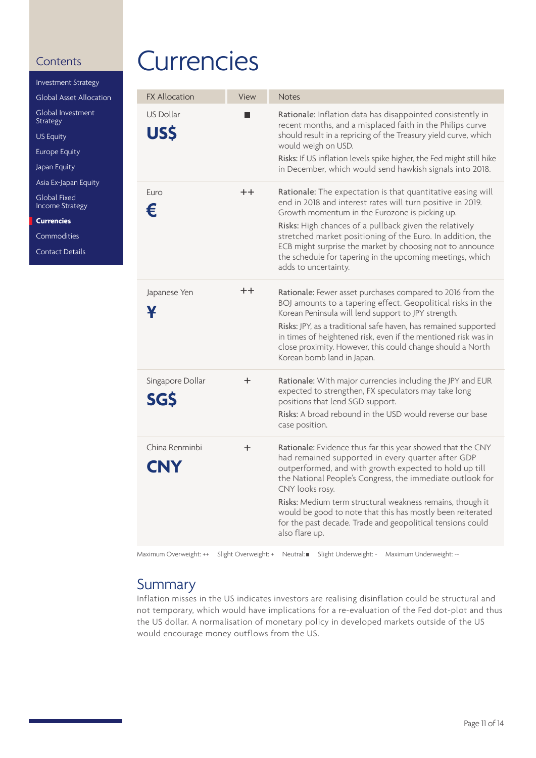## Contents

- Investment Strategy
- Global Asset Allocation
- Global Investment Strategy
- US Equity
- Europe Equity
- Japan Equity
- Asia Ex-Japan Equity
- Global Fixed Income Strategy
- **Currencies**
- Commodities
- Contact Details

# Currencies

| FX Allocation | View | Notes |
|---|---|---|
| US Dollar **US$** | ■ | **Rationale:** Inflation data has disappointed consistently in recent months, and a misplaced faith in the Philips curve should result in a repricing of the Treasury yield curve, which would weigh on USD. **Risks:** If US inflation levels spike higher, the Fed might still hike in December, which would send hawkish signals into 2018. |
| Euro **€** | ++ | **Rationale:** The expectation is that quantitative easing will end in 2018 and interest rates will turn positive in 2019. Growth momentum in the Eurozone is picking up. **Risks:** High chances of a pullback given the relatively stretched market positioning of the Euro. In addition, the ECB might surprise the market by choosing not to announce the schedule for tapering in the upcoming meetings, which adds to uncertainty. |
| Japanese Yen **¥** | ++ | **Rationale:** Fewer asset purchases compared to 2016 from the BOJ amounts to a tapering effect. Geopolitical risks in the Korean Peninsula will lend support to JPY strength. **Risks:** JPY, as a traditional safe haven, has remained supported in times of heightened risk, even if the mentioned risk was in close proximity. However, this could change should a North Korean bomb land in Japan. |
| Singapore Dollar **SG$** | + | **Rationale:** With major currencies including the JPY and EUR expected to strengthen, FX speculators may take long positions that lend SGD support. **Risks:** A broad rebound in the USD would reverse our base case position. |
| China Renminbi **CNY** | + | **Rationale:** Evidence thus far this year showed that the CNY had remained supported in every quarter after GDP outperformed, and with growth expected to hold up till the National People's Congress, the immediate outlook for CNY looks rosy. **Risks:** Medium term structural weakness remains, though it would be good to note that this has mostly been reiterated for the past decade. Trade and geopolitical tensions could also flare up. |

Maximum Overweight: ++ Slight Overweight: + Neutral: ■ Slight Underweight: - Maximum Underweight: --

## Summary

Inflation misses in the US indicates investors are realising disinflation could be structural and not temporary, which would have implications for a re-evaluation of the Fed dot-plot and thus the US dollar. A normalisation of monetary policy in developed markets outside of the US would encourage money outflows from the US.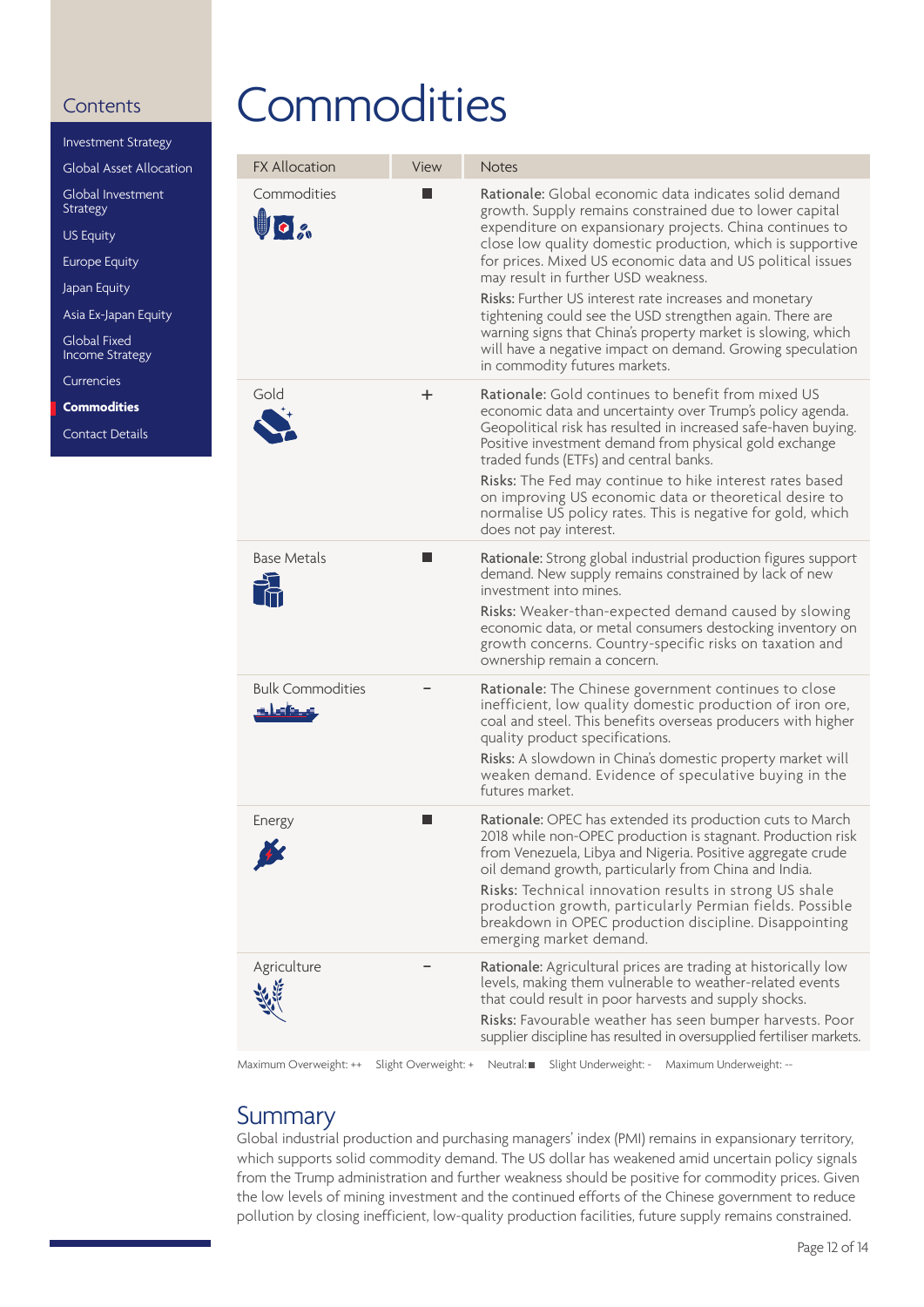## Contents

- Investment Strategy
- Global Asset Allocation
- Global Investment Strategy
- US Equity
- Europe Equity
- Japan Equity
- Asia Ex-Japan Equity
- Global Fixed Income Strategy
- Currencies
- **Commodities**
- Contact Details

# Commodities

| FX Allocation | View | Notes |
|---|---|---|
| Commodities | ■ | **Rationale:** Global economic data indicates solid demand growth. Supply remains constrained due to lower capital expenditure on expansionary projects. China continues to close low quality domestic production, which is supportive for prices. Mixed US economic data and US political issues may result in further USD weakness.<br>**Risks:** Further US interest rate increases and monetary tightening could see the USD strengthen again. There are warning signs that China's property market is slowing, which will have a negative impact on demand. Growing speculation in commodity futures markets. |
| Gold | + | **Rationale:** Gold continues to benefit from mixed US economic data and uncertainty over Trump's policy agenda. Geopolitical risk has resulted in increased safe-haven buying. Positive investment demand from physical gold exchange traded funds (ETFs) and central banks.<br>**Risks:** The Fed may continue to hike interest rates based on improving US economic data or theoretical desire to normalise US policy rates. This is negative for gold, which does not pay interest. |
| Base Metals | ■ | **Rationale:** Strong global industrial production figures support demand. New supply remains constrained by lack of new investment into mines.<br>**Risks:** Weaker-than-expected demand caused by slowing economic data, or metal consumers destocking inventory on growth concerns. Country-specific risks on taxation and ownership remain a concern. |
| Bulk Commodities | - | **Rationale:** The Chinese government continues to close inefficient, low quality domestic production of iron ore, coal and steel. This benefits overseas producers with higher quality product specifications.<br>**Risks:** A slowdown in China's domestic property market will weaken demand. Evidence of speculative buying in the futures market. |
| Energy | ■ | **Rationale:** OPEC has extended its production cuts to March 2018 while non-OPEC production is stagnant. Production risk from Venezuela, Libya and Nigeria. Positive aggregate crude oil demand growth, particularly from China and India.<br>**Risks:** Technical innovation results in strong US shale production growth, particularly Permian fields. Possible breakdown in OPEC production discipline. Disappointing emerging market demand. |
| Agriculture | - | **Rationale:** Agricultural prices are trading at historically low levels, making them vulnerable to weather-related events that could result in poor harvests and supply shocks.<br>**Risks:** Favourable weather has seen bumper harvests. Poor supplier discipline has resulted in oversupplied fertiliser markets. |

Maximum Overweight: ++ Slight Overweight: + Neutral: ■ Slight Underweight: - Maximum Underweight: --

## Summary

Global industrial production and purchasing managers' index (PMI) remains in expansionary territory, which supports solid commodity demand. The US dollar has weakened amid uncertain policy signals from the Trump administration and further weakness should be positive for commodity prices. Given the low levels of mining investment and the continued efforts of the Chinese government to reduce pollution by closing inefficient, low-quality production facilities, future supply remains constrained.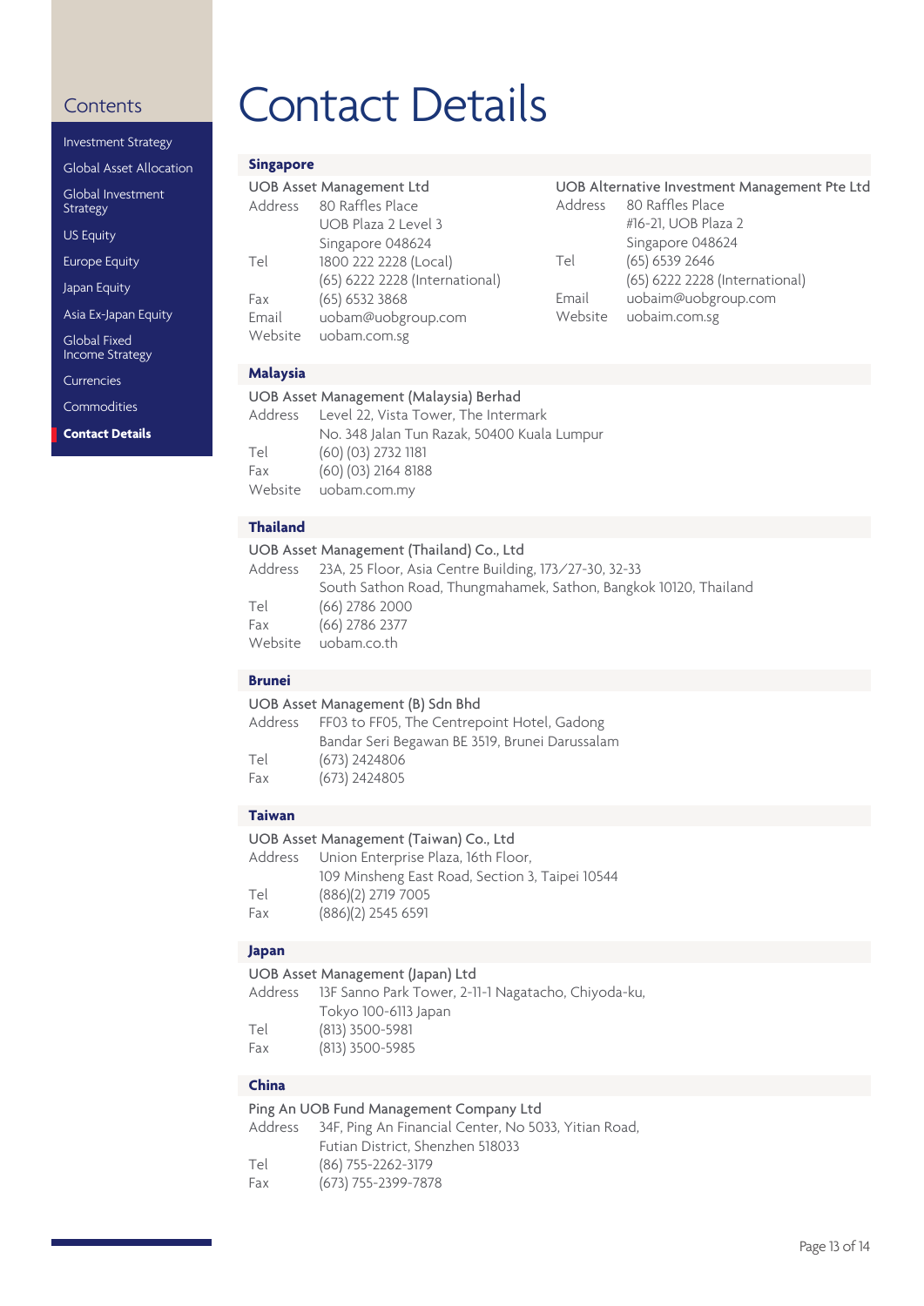## Contents

- Investment Strategy
- Global Asset Allocation
- Global Investment Strategy
- US Equity
- Europe Equity
- Japan Equity
- Asia Ex-Japan Equity
- Global Fixed Income Strategy
- Currencies
- Commodities
- **Contact Details**

# Contact Details

### Singapore

**UOB Asset Management Ltd**

Address 80 Raffles Place
UOB Plaza 2 Level 3
Singapore 048624
Tel 1800 222 2228 (Local)
(65) 6222 2228 (International)
Fax (65) 6532 3868
Email uobam@uobgroup.com
Website uobam.com.sg

**UOB Alternative Investment Management Pte Ltd**

Address 80 Raffles Place
#16-21, UOB Plaza 2
Singapore 048624
Tel (65) 6539 2646
(65) 6222 2228 (International)
Email uobaim@uobgroup.com
Website uobaim.com.sg

### Malaysia

**UOB Asset Management (Malaysia) Berhad**

Address Level 22, Vista Tower, The Intermark
No. 348 Jalan Tun Razak, 50400 Kuala Lumpur
Tel (60) (03) 2732 1181
Fax (60) (03) 2164 8188
Website uobam.com.my

### Thailand

**UOB Asset Management (Thailand) Co., Ltd**

Address 23A, 25 Floor, Asia Centre Building, 173/27-30, 32-33
South Sathon Road, Thungmahamek, Sathon, Bangkok 10120, Thailand
Tel (66) 2786 2000
Fax (66) 2786 2377
Website uobam.co.th

### Brunei

**UOB Asset Management (B) Sdn Bhd**

Address FF03 to FF05, The Centrepoint Hotel, Gadong
Bandar Seri Begawan BE 3519, Brunei Darussalam
Tel (673) 2424806
Fax (673) 2424805

### Taiwan

**UOB Asset Management (Taiwan) Co., Ltd**

Address Union Enterprise Plaza, 16th Floor,
109 Minsheng East Road, Section 3, Taipei 10544
Tel (886)(2) 2719 7005
Fax (886)(2) 2545 6591

### Japan

**UOB Asset Management (Japan) Ltd**

Address 13F Sanno Park Tower, 2-11-1 Nagatacho, Chiyoda-ku,
Tokyo 100-6113 Japan
Tel (813) 3500-5981
Fax (813) 3500-5985

### China

**Ping An UOB Fund Management Company Ltd**

Address 34F, Ping An Financial Center, No 5033, Yitian Road,
Futian District, Shenzhen 518033
Tel (86) 755-2262-3179
Fax (673) 755-2399-7878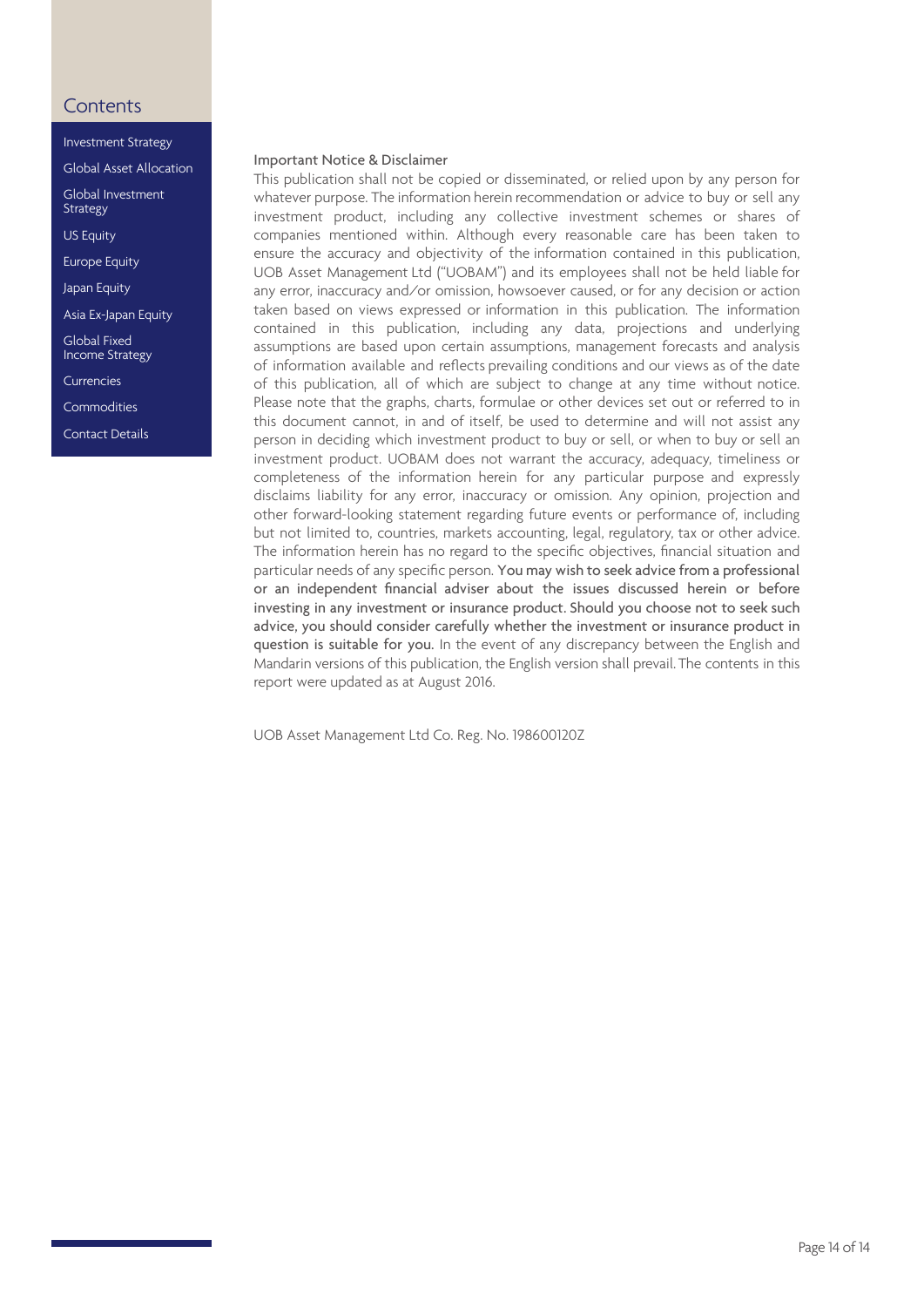## Contents

- Investment Strategy
- Global Asset Allocation
- Global Investment Strategy
- US Equity
- Europe Equity
- Japan Equity
- Asia Ex-Japan Equity
- Global Fixed Income Strategy
- Currencies
- Commodities
- Contact Details

### Important Notice & Disclaimer

This publication shall not be copied or disseminated, or relied upon by any person for whatever purpose. The information herein recommendation or advice to buy or sell any investment product, including any collective investment schemes or shares of companies mentioned within. Although every reasonable care has been taken to ensure the accuracy and objectivity of the information contained in this publication, UOB Asset Management Ltd ("UOBAM") and its employees shall not be held liable for any error, inaccuracy and/or omission, howsoever caused, or for any decision or action taken based on views expressed or information in this publication. The information contained in this publication, including any data, projections and underlying assumptions are based upon certain assumptions, management forecasts and analysis of information available and reflects prevailing conditions and our views as of the date of this publication, all of which are subject to change at any time without notice. Please note that the graphs, charts, formulae or other devices set out or referred to in this document cannot, in and of itself, be used to determine and will not assist any person in deciding which investment product to buy or sell, or when to buy or sell an investment product. UOBAM does not warrant the accuracy, adequacy, timeliness or completeness of the information herein for any particular purpose and expressly disclaims liability for any error, inaccuracy or omission. Any opinion, projection and other forward-looking statement regarding future events or performance of, including but not limited to, countries, markets accounting, legal, regulatory, tax or other advice. The information herein has no regard to the specific objectives, financial situation and particular needs of any specific person. **You may wish to seek advice from a professional or an independent financial adviser about the issues discussed herein or before investing in any investment or insurance product. Should you choose not to seek such advice, you should consider carefully whether the investment or insurance product in question is suitable for you.** In the event of any discrepancy between the English and Mandarin versions of this publication, the English version shall prevail. The contents in this report were updated as at August 2016.

UOB Asset Management Ltd Co. Reg. No. 198600120Z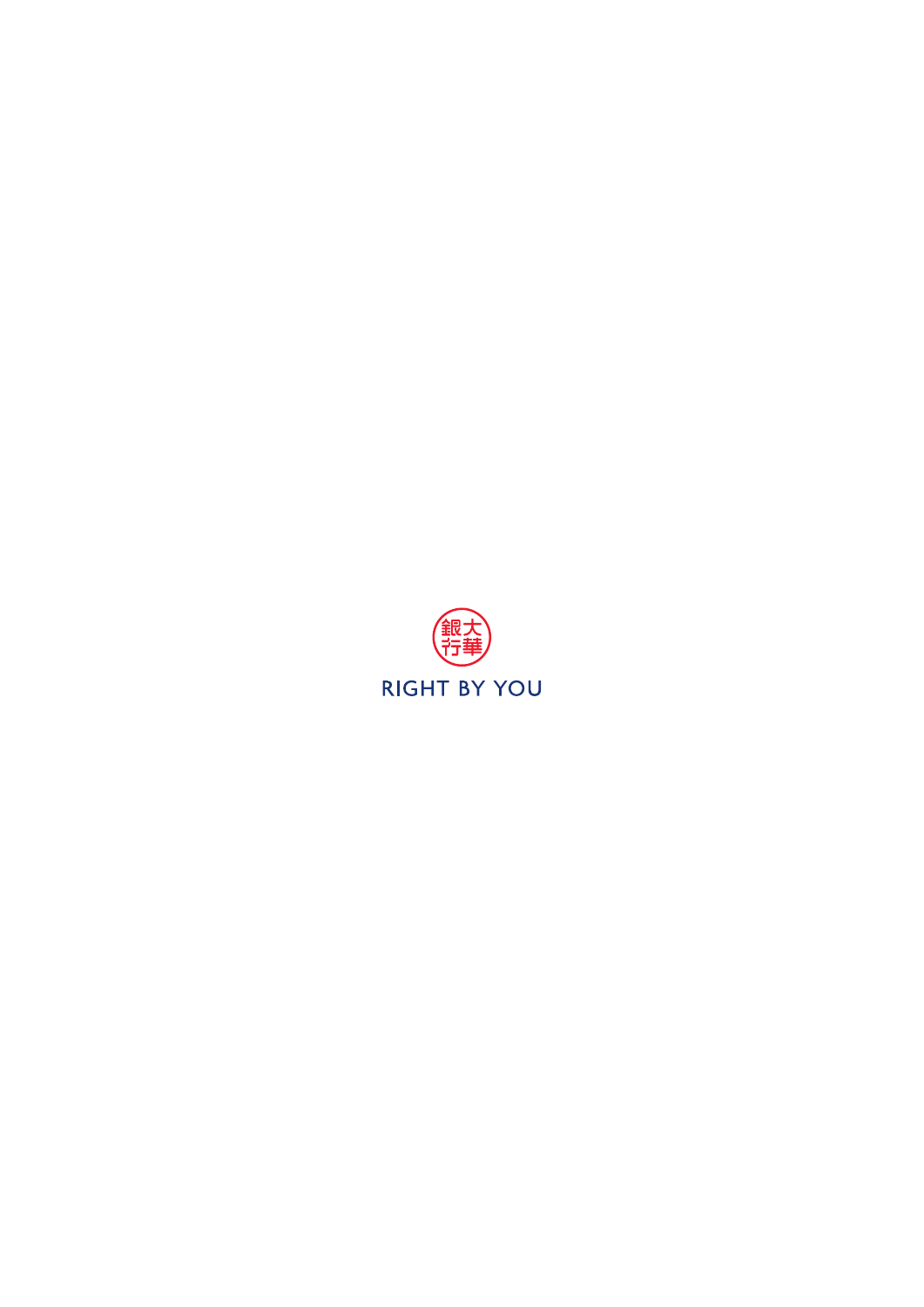銀大
行華

RIGHT BY YOU